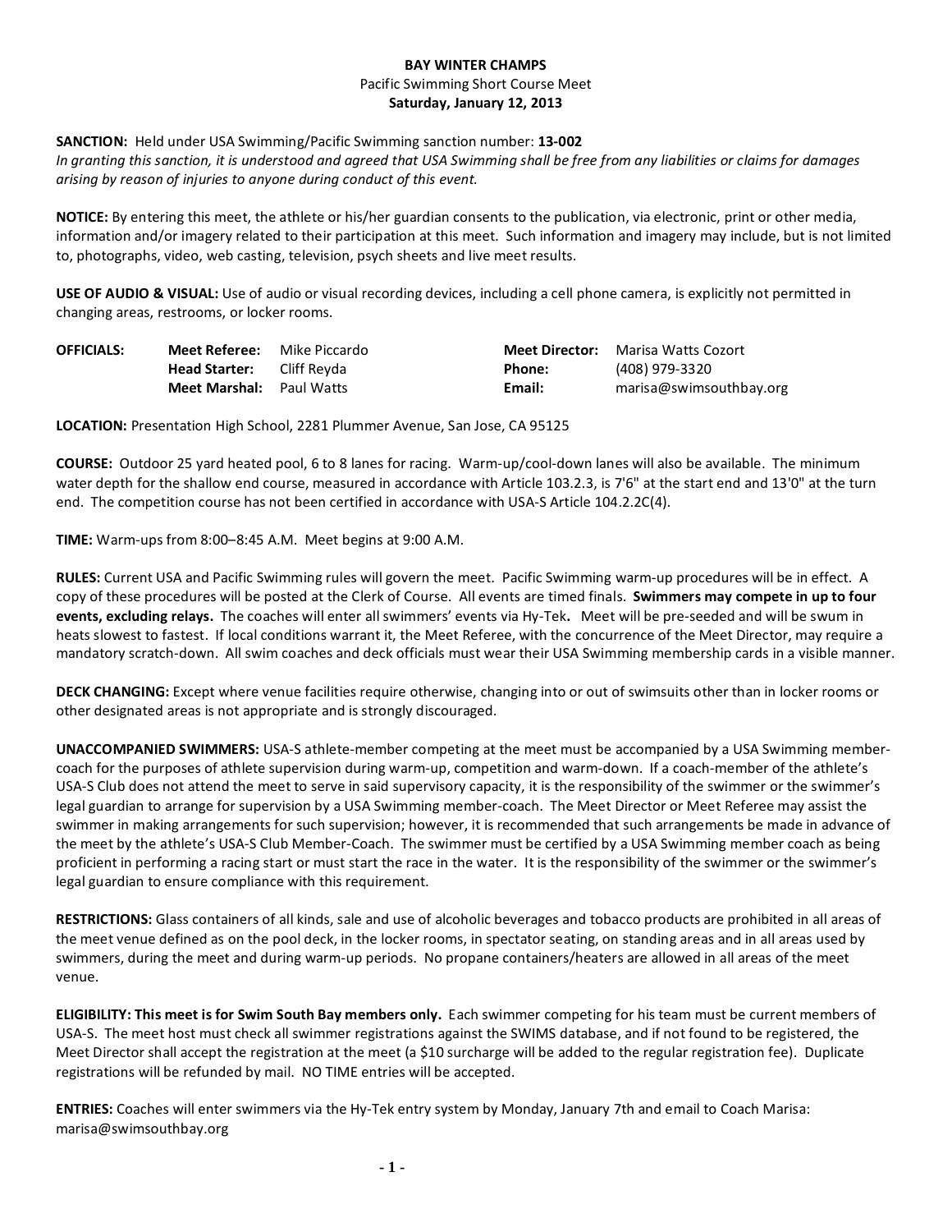**BAY WINTER CHAMPS**

Pacific Swimming Short Course Meet

**Saturday, January 12, 2013**

**SANCTION:** Held under USA Swimming/Pacific Swimming sanction number: **13-002**

*In granting this sanction, it is understood and agreed that USA Swimming shall be free from any liabilities or claims for damages arising by reason of injuries to anyone during conduct of this event.*

**NOTICE:** By entering this meet, the athlete or his/her guardian consents to the publication, via electronic, print or other media, information and/or imagery related to their participation at this meet. Such information and imagery may include, but is not limited to, photographs, video, web casting, television, psych sheets and live meet results.

**USE OF AUDIO & VISUAL:** Use of audio or visual recording devices, including a cell phone camera, is explicitly not permitted in changing areas, restrooms, or locker rooms.

| **OFFICIALS:** | | | | |
|---|---|---|---|---|
| | **Meet Referee:** | Mike Piccardo | **Meet Director:** | Marisa Watts Cozort |
| | **Head Starter:** | Cliff Reyda | **Phone:** | (408) 979-3320 |
| | **Meet Marshal:** | Paul Watts | **Email:** | marisa@swimsouthbay.org |

**LOCATION:** Presentation High School, 2281 Plummer Avenue, San Jose, CA 95125

**COURSE:** Outdoor 25 yard heated pool, 6 to 8 lanes for racing. Warm-up/cool-down lanes will also be available. The minimum water depth for the shallow end course, measured in accordance with Article 103.2.3, is 7'6" at the start end and 13'0" at the turn end. The competition course has not been certified in accordance with USA-S Article 104.2.2C(4).

**TIME:** Warm-ups from 8:00–8:45 A.M. Meet begins at 9:00 A.M.

**RULES:** Current USA and Pacific Swimming rules will govern the meet. Pacific Swimming warm-up procedures will be in effect. A copy of these procedures will be posted at the Clerk of Course. All events are timed finals. **Swimmers may compete in up to four events, excluding relays.** The coaches will enter all swimmers' events via Hy-Tek**.** Meet will be pre-seeded and will be swum in heats slowest to fastest. If local conditions warrant it, the Meet Referee, with the concurrence of the Meet Director, may require a mandatory scratch-down. All swim coaches and deck officials must wear their USA Swimming membership cards in a visible manner.

**DECK CHANGING:** Except where venue facilities require otherwise, changing into or out of swimsuits other than in locker rooms or other designated areas is not appropriate and is strongly discouraged.

**UNACCOMPANIED SWIMMERS:** USA-S athlete-member competing at the meet must be accompanied by a USA Swimming member-coach for the purposes of athlete supervision during warm-up, competition and warm-down. If a coach-member of the athlete's USA-S Club does not attend the meet to serve in said supervisory capacity, it is the responsibility of the swimmer or the swimmer's legal guardian to arrange for supervision by a USA Swimming member-coach. The Meet Director or Meet Referee may assist the swimmer in making arrangements for such supervision; however, it is recommended that such arrangements be made in advance of the meet by the athlete's USA-S Club Member-Coach. The swimmer must be certified by a USA Swimming member coach as being proficient in performing a racing start or must start the race in the water. It is the responsibility of the swimmer or the swimmer's legal guardian to ensure compliance with this requirement.

**RESTRICTIONS:** Glass containers of all kinds, sale and use of alcoholic beverages and tobacco products are prohibited in all areas of the meet venue defined as on the pool deck, in the locker rooms, in spectator seating, on standing areas and in all areas used by swimmers, during the meet and during warm-up periods. No propane containers/heaters are allowed in all areas of the meet venue.

**ELIGIBILITY: This meet is for Swim South Bay members only.** Each swimmer competing for his team must be current members of USA-S. The meet host must check all swimmer registrations against the SWIMS database, and if not found to be registered, the Meet Director shall accept the registration at the meet (a $10 surcharge will be added to the regular registration fee). Duplicate registrations will be refunded by mail. NO TIME entries will be accepted.

**ENTRIES:** Coaches will enter swimmers via the Hy-Tek entry system by Monday, January 7th and email to Coach Marisa: marisa@swimsouthbay.org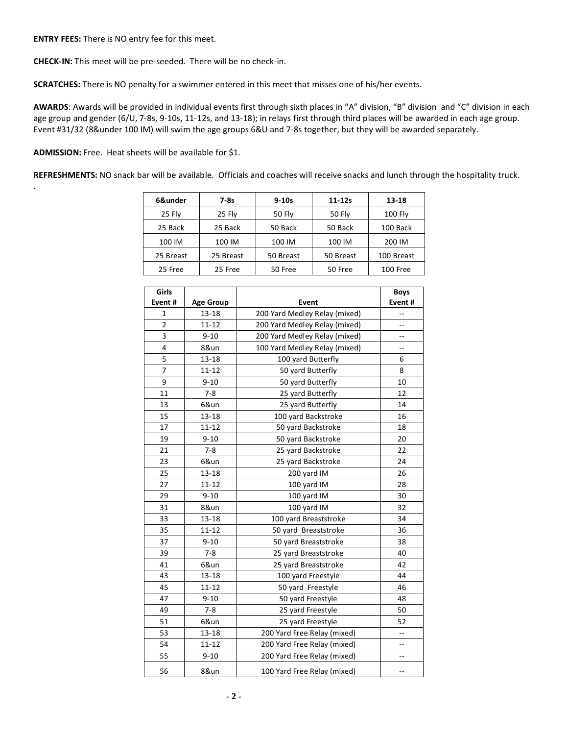**ENTRY FEES:** There is NO entry fee for this meet.

**CHECK-IN:** This meet will be pre-seeded. There will be no check-in.

**SCRATCHES:** There is NO penalty for a swimmer entered in this meet that misses one of his/her events.

**AWARDS**: Awards will be provided in individual events first through sixth places in "A" division, "B" division and "C" division in each age group and gender (6/U, 7-8s, 9-10s, 11-12s, and 13-18); in relays first through third places will be awarded in each age group. Event #31/32 (8&under 100 IM) will swim the age groups 6&U and 7-8s together, but they will be awarded separately.

**ADMISSION:** Free. Heat sheets will be available for $1.

**REFRESHMENTS:** NO snack bar will be available. Officials and coaches will receive snacks and lunch through the hospitality truck.

.

| 6&under | 7-8s | 9-10s | 11-12s | 13-18 |
|---|---|---|---|---|
| 25 Fly | 25 Fly | 50 Fly | 50 Fly | 100 Fly |
| 25 Back | 25 Back | 50 Back | 50 Back | 100 Back |
| 100 IM | 100 IM | 100 IM | 100 IM | 200 IM |
| 25 Breast | 25 Breast | 50 Breast | 50 Breast | 100 Breast |
| 25 Free | 25 Free | 50 Free | 50 Free | 100 Free |

| Girls Event # | Age Group | Event | Boys Event # |
|---|---|---|---|
| 1 | 13-18 | 200 Yard Medley Relay (mixed) | -- |
| 2 | 11-12 | 200 Yard Medley Relay (mixed) | -- |
| 3 | 9-10 | 200 Yard Medley Relay (mixed) | -- |
| 4 | 8&un | 100 Yard Medley Relay (mixed) | -- |
| 5 | 13-18 | 100 yard Butterfly | 6 |
| 7 | 11-12 | 50 yard Butterfly | 8 |
| 9 | 9-10 | 50 yard Butterfly | 10 |
| 11 | 7-8 | 25 yard Butterfly | 12 |
| 13 | 6&un | 25 yard Butterfly | 14 |
| 15 | 13-18 | 100 yard Backstroke | 16 |
| 17 | 11-12 | 50 yard Backstroke | 18 |
| 19 | 9-10 | 50 yard Backstroke | 20 |
| 21 | 7-8 | 25 yard Backstroke | 22 |
| 23 | 6&un | 25 yard Backstroke | 24 |
| 25 | 13-18 | 200 yard IM | 26 |
| 27 | 11-12 | 100 yard IM | 28 |
| 29 | 9-10 | 100 yard IM | 30 |
| 31 | 8&un | 100 yard IM | 32 |
| 33 | 13-18 | 100 yard Breaststroke | 34 |
| 35 | 11-12 | 50 yard Breaststroke | 36 |
| 37 | 9-10 | 50 yard Breaststroke | 38 |
| 39 | 7-8 | 25 yard Breaststroke | 40 |
| 41 | 6&un | 25 yard Breaststroke | 42 |
| 43 | 13-18 | 100 yard Freestyle | 44 |
| 45 | 11-12 | 50 yard Freestyle | 46 |
| 47 | 9-10 | 50 yard Freestyle | 48 |
| 49 | 7-8 | 25 yard Freestyle | 50 |
| 51 | 6&un | 25 yard Freestyle | 52 |
| 53 | 13-18 | 200 Yard Free Relay (mixed) | -- |
| 54 | 11-12 | 200 Yard Free Relay (mixed) | -- |
| 55 | 9-10 | 200 Yard Free Relay (mixed) | -- |
| 56 | 8&un | 100 Yard Free Relay (mixed) | -- |